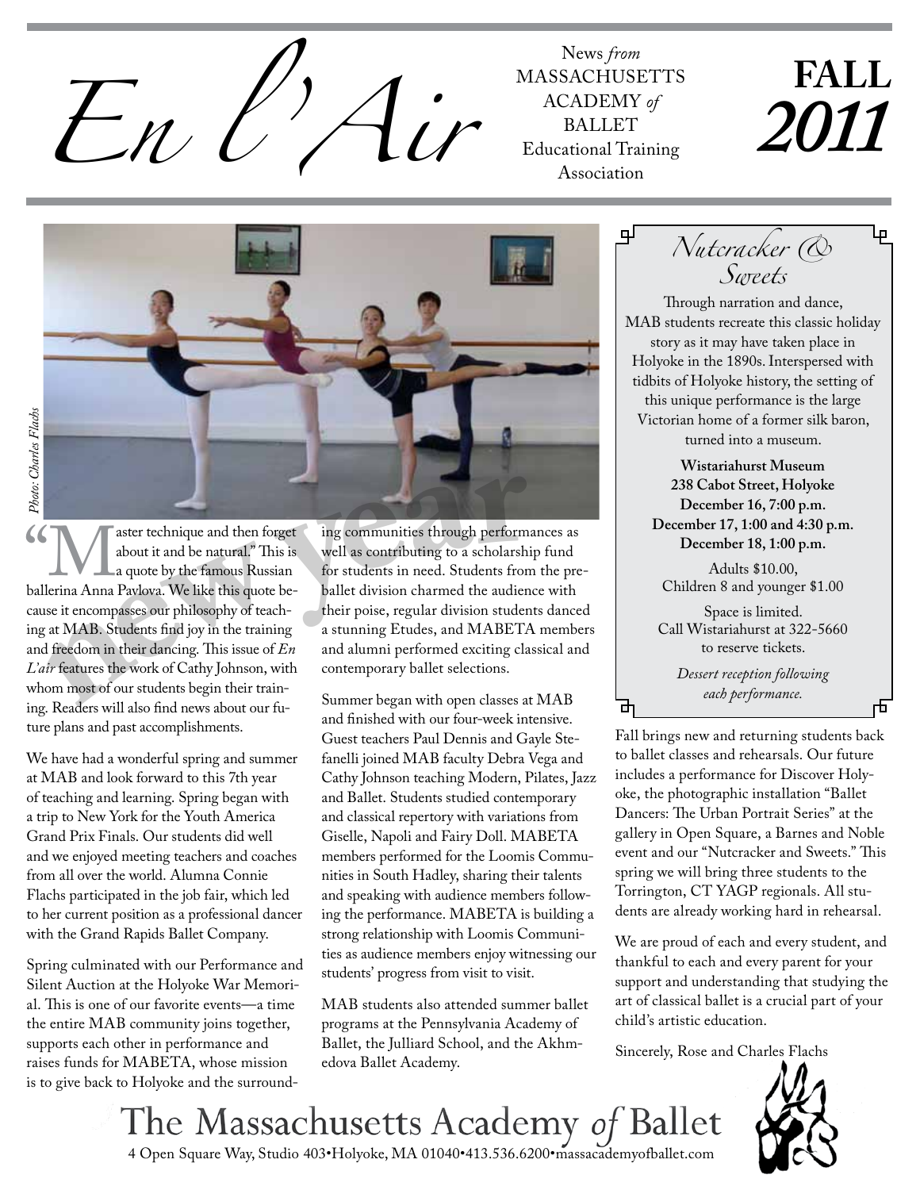# En l'Air

News *from* MASSACHUSETTS ACADEMY *of* BALLET Educational Training Association

**FALL 2011**

*Photo: Charles Flachs*

"Master technique and then forget about it and be natural." This is a quote by the famous Russian ballerina Anna Pavlova. We like this quote because it encompasses our philosophy of teaching at MAB. Students find joy in the training and freedom in their dancing. This issue of *En L'air* features the work of Cathy Johnson, with whom most of our students begin their training. Readers will also find news about our future plans and past accomplishments.

We have had a wonderful spring and summer at MAB and look forward to this 7th year of teaching and learning. Spring began with a trip to New York for the Youth America Grand Prix Finals. Our students did well and we enjoyed meeting teachers and coaches from all over the world. Alumna Connie Flachs participated in the job fair, which led to her current position as a professional dancer with the Grand Rapids Ballet Company.

Spring culminated with our Performance and Silent Auction at the Holyoke War Memorial. This is one of our favorite events—a time the entire MAB community joins together, supports each other in performance and raises funds for MABETA, whose mission is to give back to Holyoke and the surrounding communities through performances as well as contributing to a scholarship fund for students in need. Students from the pre-ballet division charmed the audience with their poise, regular division students danced a stunning Etudes, and MABETA members and alumni performed exciting classical and contemporary ballet selections.

Summer began with open classes at MAB and finished with our four-week intensive. Guest teachers Paul Dennis and Gayle Stefanelli joined MAB faculty Debra Vega and Cathy Johnson teaching Modern, Pilates, Jazz and Ballet. Students studied contemporary and classical repertory with variations from Giselle, Napoli and Fairy Doll. MABETA members performed for the Loomis Communities in South Hadley, sharing their talents and speaking with audience members following the performance. MABETA is building a strong relationship with Loomis Communities as audience members enjoy witnessing our students' progress from visit to visit.

MAB students also attended summer ballet programs at the Pennsylvania Academy of Ballet, the Julliard School, and the Akhmedova Ballet Academy.

## *Nutcracker & Sweets*

Through narration and dance, MAB students recreate this classic holiday story as it may have taken place in Holyoke in the 1890s. Interspersed with tidbits of Holyoke history, the setting of this unique performance is the large Victorian home of a former silk baron, turned into a museum.

**Wistariahurst Museum**
**238 Cabot Street, Holyoke**
**December 16, 7:00 p.m.**
**December 17, 1:00 and 4:30 p.m.**
**December 18, 1:00 p.m.**

Adults $10.00,
Children 8 and younger $1.00

Space is limited.
Call Wistariahurst at 322-5660 to reserve tickets.

*Dessert reception following each performance.*

Fall brings new and returning students back to ballet classes and rehearsals. Our future includes a performance for Discover Holyoke, the photographic installation "Ballet Dancers: The Urban Portrait Series" at the gallery in Open Square, a Barnes and Noble event and our "Nutcracker and Sweets." This spring we will bring three students to the Torrington, CT YAGP regionals. All students are already working hard in rehearsal.

We are proud of each and every student, and thankful to each and every parent for your support and understanding that studying the art of classical ballet is a crucial part of your child's artistic education.

Sincerely, Rose and Charles Flachs

The Massachusetts Academy *of* Ballet
4 Open Square Way, Studio 403•Holyoke, MA 01040•413.536.6200•massacademyofballet.com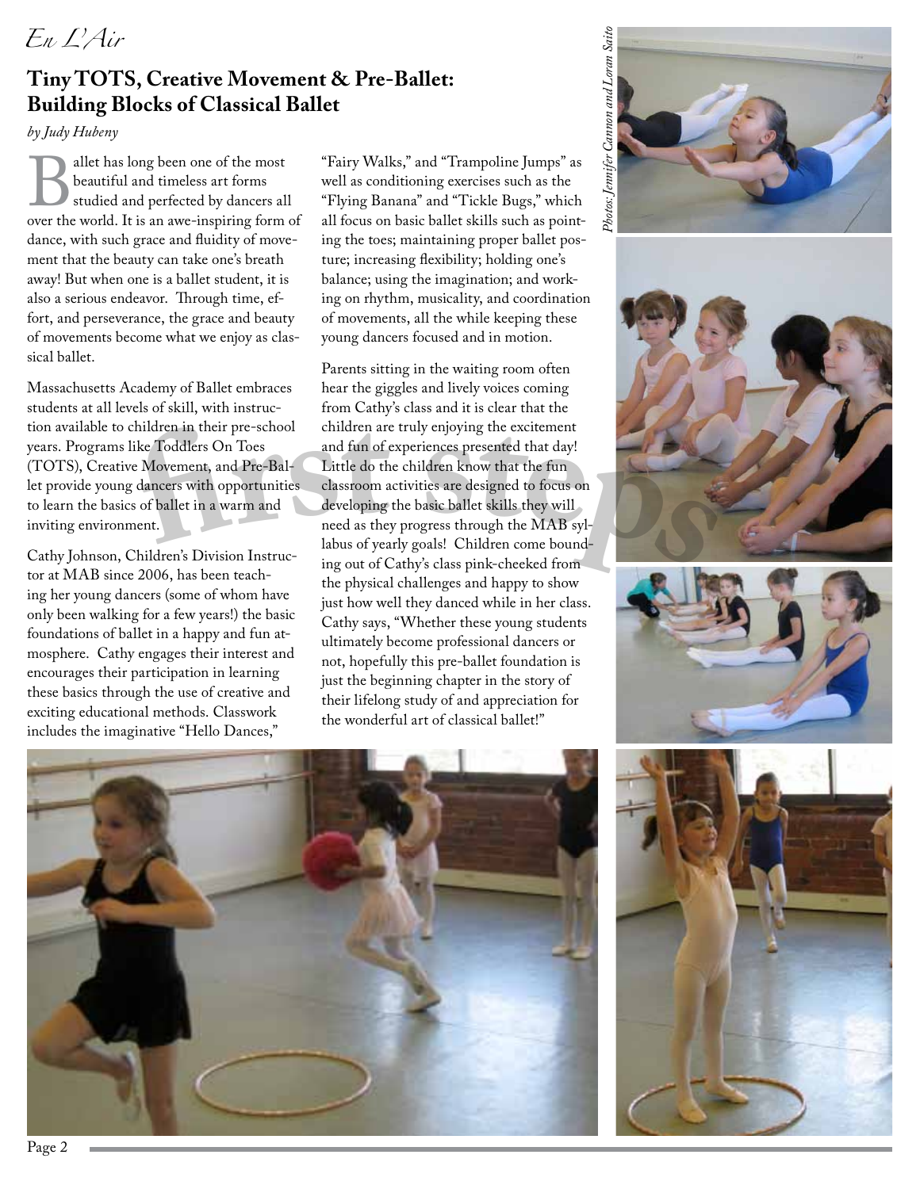# Tiny TOTS, Creative Movement & Pre-Ballet: Building Blocks of Classical Ballet

*by Judy Hubeny*

Ballet has long been one of the most beautiful and timeless art forms studied and perfected by dancers all over the world. It is an awe-inspiring form of dance, with such grace and fluidity of movement that the beauty can take one's breath away! But when one is a ballet student, it is also a serious endeavor. Through time, effort, and perseverance, the grace and beauty of movements become what we enjoy as classical ballet.

Massachusetts Academy of Ballet embraces students at all levels of skill, with instruction available to children in their pre-school years. Programs like Toddlers On Toes (TOTS), Creative Movement, and Pre-Ballet provide young dancers with opportunities to learn the basics of ballet in a warm and inviting environment.

Cathy Johnson, Children's Division Instructor at MAB since 2006, has been teaching her young dancers (some of whom have only been walking for a few years!) the basic foundations of ballet in a happy and fun atmosphere. Cathy engages their interest and encourages their participation in learning these basics through the use of creative and exciting educational methods. Classwork includes the imaginative "Hello Dances," "Fairy Walks," and "Trampoline Jumps" as well as conditioning exercises such as the "Flying Banana" and "Tickle Bugs," which all focus on basic ballet skills such as pointing the toes; maintaining proper ballet posture; increasing flexibility; holding one's balance; using the imagination; and working on rhythm, musicality, and coordination of movements, all the while keeping these young dancers focused and in motion.

Parents sitting in the waiting room often hear the giggles and lively voices coming from Cathy's class and it is clear that the children are truly enjoying the excitement and fun of experiences presented that day! Little do the children know that the fun classroom activities are designed to focus on developing the basic ballet skills they will need as they progress through the MAB syllabus of yearly goals! Children come bounding out of Cathy's class pink-cheeked from the physical challenges and happy to show just how well they danced while in her class. Cathy says, "Whether these young students ultimately become professional dancers or not, hopefully this pre-ballet foundation is just the beginning chapter in the story of their lifelong study of and appreciation for the wonderful art of classical ballet!"

*Photos: Jennifer Cannon and Loran Saito*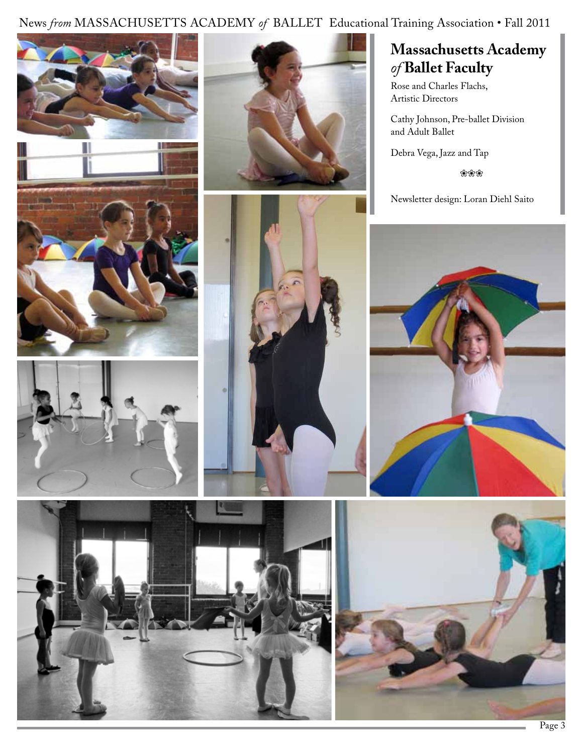# Massachusetts Academy *of* Ballet Faculty

Rose and Charles Flachs, Artistic Directors

Cathy Johnson, Pre-ballet Division and Adult Ballet

Debra Vega, Jazz and Tap

❀❀❀

Newsletter design: Loran Diehl Saito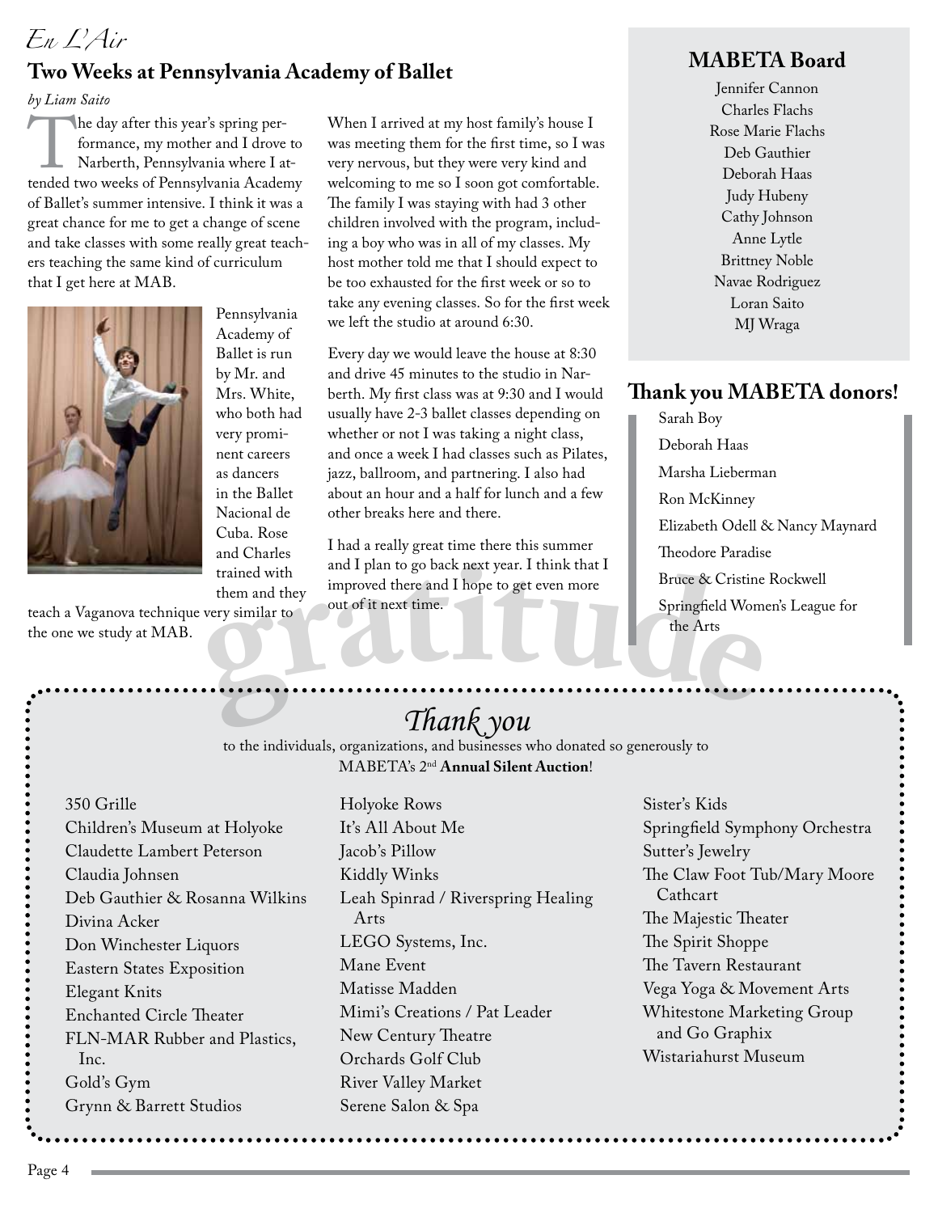*En L'Air*

## Two Weeks at Pennsylvania Academy of Ballet

*by Liam Saito*

The day after this year's spring performance, my mother and I drove to Narberth, Pennsylvania where I attended two weeks of Pennsylvania Academy of Ballet's summer intensive. I think it was a great chance for me to get a change of scene and take classes with some really great teachers teaching the same kind of curriculum that I get here at MAB.

Pennsylvania Academy of Ballet is run by Mr. and Mrs. White, who both had very prominent careers as dancers in the Ballet Nacional de Cuba. Rose and Charles trained with them and they teach a Vaganova technique very similar to the one we study at MAB.

When I arrived at my host family's house I was meeting them for the first time, so I was very nervous, but they were very kind and welcoming to me so I soon got comfortable. The family I was staying with had 3 other children involved with the program, including a boy who was in all of my classes. My host mother told me that I should expect to be too exhausted for the first week or so to take any evening classes. So for the first week we left the studio at around 6:30.

Every day we would leave the house at 8:30 and drive 45 minutes to the studio in Narberth. My first class was at 9:30 and I would usually have 2-3 ballet classes depending on whether or not I was taking a night class, and once a week I had classes such as Pilates, jazz, ballroom, and partnering. I also had about an hour and a half for lunch and a few other breaks here and there.

I had a really great time there this summer and I plan to go back next year. I think that I improved there and I hope to get even more out of it next time.

## MABETA Board

Jennifer Cannon
Charles Flachs
Rose Marie Flachs
Deb Gauthier
Deborah Haas
Judy Hubeny
Cathy Johnson
Anne Lytle
Brittney Noble
Navae Rodriguez
Loran Saito
MJ Wraga

## Thank you MABETA donors!

Sarah Boy
Deborah Haas
Marsha Lieberman
Ron McKinney
Elizabeth Odell & Nancy Maynard
Theodore Paradise
Bruce & Cristine Rockwell
Springfield Women's League for the Arts

gratitude

## *Thank you*

to the individuals, organizations, and businesses who donated so generously to MABETA's 2nd **Annual Silent Auction**!

350 Grille
Children's Museum at Holyoke
Claudette Lambert Peterson
Claudia Johnsen
Deb Gauthier & Rosanna Wilkins
Divina Acker
Don Winchester Liquors
Eastern States Exposition
Elegant Knits
Enchanted Circle Theater
FLN-MAR Rubber and Plastics, Inc.
Gold's Gym
Grynn & Barrett Studios
Holyoke Rows
It's All About Me
Jacob's Pillow
Kiddly Winks
Leah Spinrad / Riverspring Healing Arts
LEGO Systems, Inc.
Mane Event
Matisse Madden
Mimi's Creations / Pat Leader
New Century Theatre
Orchards Golf Club
River Valley Market
Serene Salon & Spa
Sister's Kids
Springfield Symphony Orchestra
Sutter's Jewelry
The Claw Foot Tub/Mary Moore Cathcart
The Majestic Theater
The Spirit Shoppe
The Tavern Restaurant
Vega Yoga & Movement Arts
Whitestone Marketing Group and Go Graphix
Wistariahurst Museum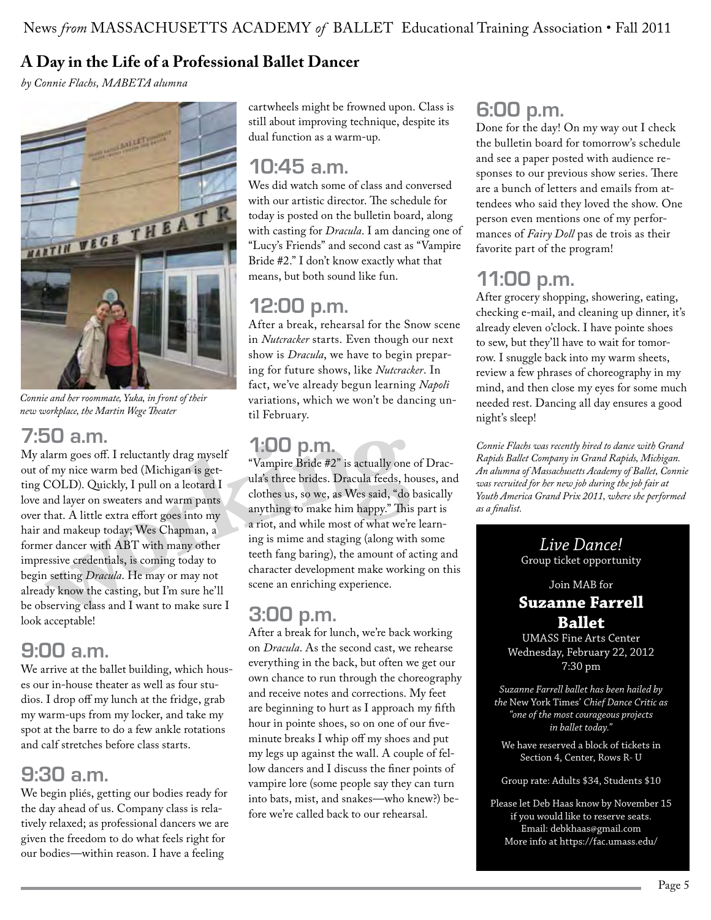## A Day in the Life of a Professional Ballet Dancer

*by Connie Flachs, MABETA alumna*

*Connie and her roommate, Yuka, in front of their new workplace, the Martin Wege Theater*

### 7:50 a.m.

My alarm goes off. I reluctantly drag myself out of my nice warm bed (Michigan is getting COLD). Quickly, I pull on a leotard I love and layer on sweaters and warm pants over that. A little extra effort goes into my hair and makeup today; Wes Chapman, a former dancer with ABT with many other impressive credentials, is coming today to begin setting *Dracula*. He may or may not already know the casting, but I'm sure he'll be observing class and I want to make sure I look acceptable!

### 9:00 a.m.

We arrive at the ballet building, which houses our in-house theater as well as four studios. I drop off my lunch at the fridge, grab my warm-ups from my locker, and take my spot at the barre to do a few ankle rotations and calf stretches before class starts.

### 9:30 a.m.

We begin pliés, getting our bodies ready for the day ahead of us. Company class is relatively relaxed; as professional dancers we are given the freedom to do what feels right for our bodies—within reason. I have a feeling cartwheels might be frowned upon. Class is still about improving technique, despite its dual function as a warm-up.

### 10:45 a.m.

Wes did watch some of class and conversed with our artistic director. The schedule for today is posted on the bulletin board, along with casting for *Dracula*. I am dancing one of "Lucy's Friends" and second cast as "Vampire Bride #2." I don't know exactly what that means, but both sound like fun.

### 12:00 p.m.

After a break, rehearsal for the Snow scene in *Nutcracker* starts. Even though our next show is *Dracula*, we have to begin preparing for future shows, like *Nutcracker*. In fact, we've already begun learning *Napoli* variations, which we won't be dancing until February.

### 1:00 p.m.

"Vampire Bride #2" is actually one of Dracula's three brides. Dracula feeds, houses, and clothes us, so we, as Wes said, "do basically anything to make him happy." This part is a riot, and while most of what we're learning is mime and staging (along with some teeth fang baring), the amount of acting and character development make working on this scene an enriching experience.

### 3:00 p.m.

After a break for lunch, we're back working on *Dracula*. As the second cast, we rehearse everything in the back, but often we get our own chance to run through the choreography and receive notes and corrections. My feet are beginning to hurt as I approach my fifth hour in pointe shoes, so on one of our five-minute breaks I whip off my shoes and put my legs up against the wall. A couple of fellow dancers and I discuss the finer points of vampire lore (some people say they can turn into bats, mist, and snakes—who knew?) before we're called back to our rehearsal.

### 6:00 p.m.

Done for the day! On my way out I check the bulletin board for tomorrow's schedule and see a paper posted with audience responses to our previous show series. There are a bunch of letters and emails from attendees who said they loved the show. One person even mentions one of my performances of *Fairy Doll* pas de trois as their favorite part of the program!

### 11:00 p.m.

After grocery shopping, showering, eating, checking e-mail, and cleaning up dinner, it's already eleven o'clock. I have pointe shoes to sew, but they'll have to wait for tomorrow. I snuggle back into my warm sheets, review a few phrases of choreography in my mind, and then close my eyes for some much needed rest. Dancing all day ensures a good night's sleep!

*Connie Flachs was recently hired to dance with Grand Rapids Ballet Company in Grand Rapids, Michigan. An alumna of Massachusetts Academy of Ballet, Connie was recruited for her new job during the job fair at Youth America Grand Prix 2011, where she performed as a finalist.*

---

*Live Dance!*
Group ticket opportunity

Join MAB for

**Suzanne Farrell Ballet**

UMASS Fine Arts Center
Wednesday, February 22, 2012
7:30 pm

*Suzanne Farrell ballet has been hailed by the* New York Times' *Chief Dance Critic as "one of the most courageous projects in ballet today."*

We have reserved a block of tickets in Section 4, Center, Rows R- U

Group rate: Adults $34, Students $10

Please let Deb Haas know by November 15 if you would like to reserve seats.
Email: debkhaas@gmail.com
More info at https://fac.umass.edu/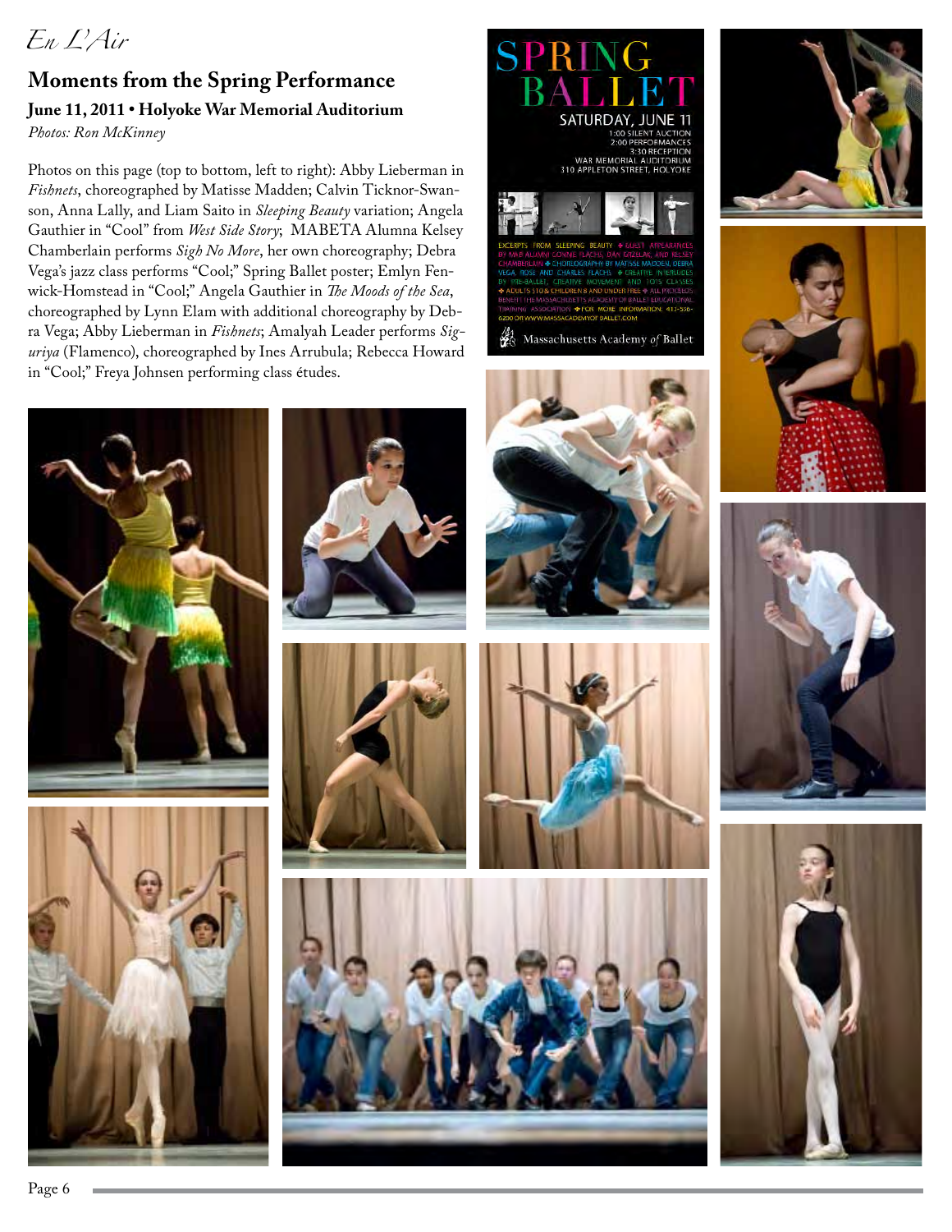*En L'Air*

## Moments from the Spring Performance

**June 11, 2011 • Holyoke War Memorial Auditorium**

*Photos: Ron McKinney*

Photos on this page (top to bottom, left to right): Abby Lieberman in *Fishnets*, choreographed by Matisse Madden; Calvin Ticknor-Swanson, Anna Lally, and Liam Saito in *Sleeping Beauty* variation; Angela Gauthier in "Cool" from *West Side Story*; MABETA Alumna Kelsey Chamberlain performs *Sigh No More*, her own choreography; Debra Vega's jazz class performs "Cool;" Spring Ballet poster; Emlyn Fenwick-Homstead in "Cool;" Angela Gauthier in *The Moods of the Sea*, choreographed by Lynn Elam with additional choreography by Debra Vega; Abby Lieberman in *Fishnets*; Amalyah Leader performs *Siguriya* (Flamenco), choreographed by Ines Arrubula; Rebecca Howard in "Cool;" Freya Johnsen performing class études.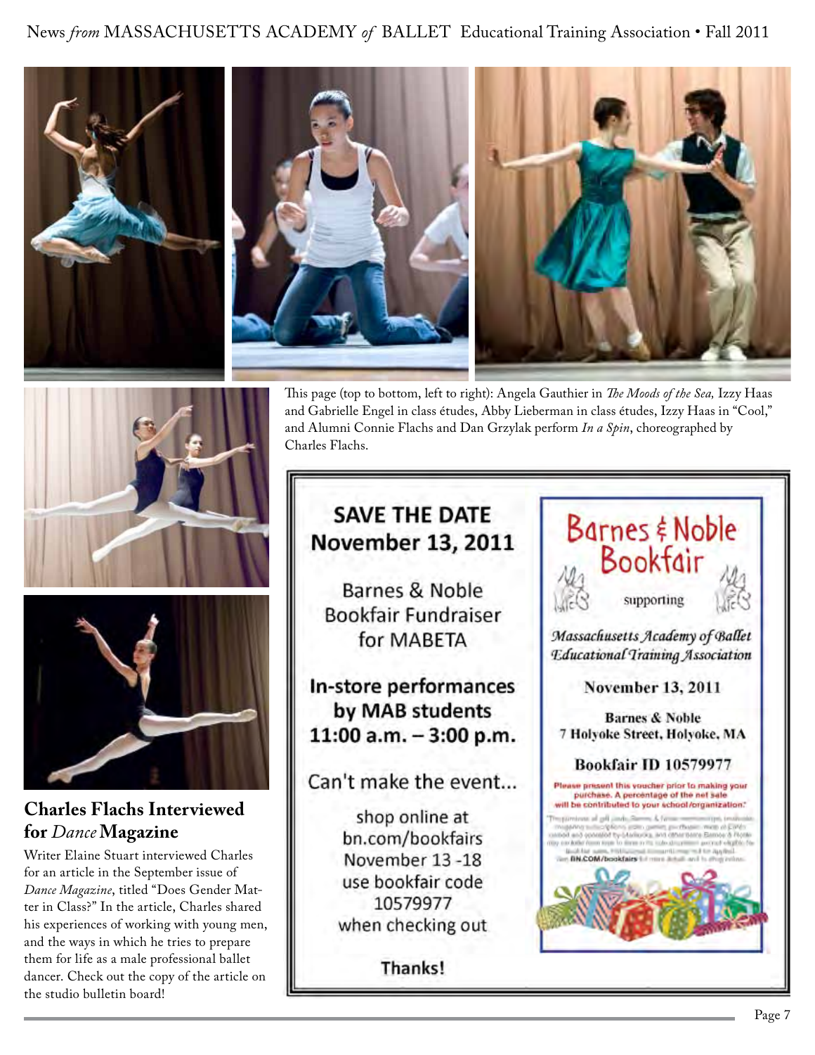This page (top to bottom, left to right): Angela Gauthier in *The Moods of the Sea,* Izzy Haas and Gabrielle Engel in class études, Abby Lieberman in class études, Izzy Haas in "Cool," and Alumni Connie Flachs and Dan Grzylak perform *In a Spin*, choreographed by Charles Flachs.

## Charles Flachs Interviewed for *Dance* Magazine

Writer Elaine Stuart interviewed Charles for an article in the September issue of *Dance Magazine*, titled "Does Gender Matter in Class?" In the article, Charles shared his experiences of working with young men, and the ways in which he tries to prepare them for life as a male professional ballet dancer. Check out the copy of the article on the studio bulletin board!

**SAVE THE DATE**
**November 13, 2011**

Barnes & Noble Bookfair Fundraiser for MABETA

**In-store performances by MAB students 11:00 a.m. – 3:00 p.m.**

Can't make the event...

shop online at bn.com/bookfairs November 13 -18 use bookfair code 10579977 when checking out

**Thanks!**

Barnes & Noble Bookfair

supporting

*Massachusetts Academy of Ballet Educational Training Association*

**November 13, 2011**

**Barnes & Noble**
**7 Holyoke Street, Holyoke, MA**

**Bookfair ID 10579977**

**Please present this voucher prior to making your purchase. A percentage of the net sale will be contributed to your school/organization.\***

\*The purchase of gift cards, Barnes & Noble memberships, textbooks, magazine subscriptions, gift cards, purchases made at Cafés owned and operated by Starbucks, and other items Barnes & Noble may exclude from time to time in its sole discretion are not eligible for Bookfair sales. Educational discounts may not be applied. See **BN.COM/bookfairs** for more details and to shop online.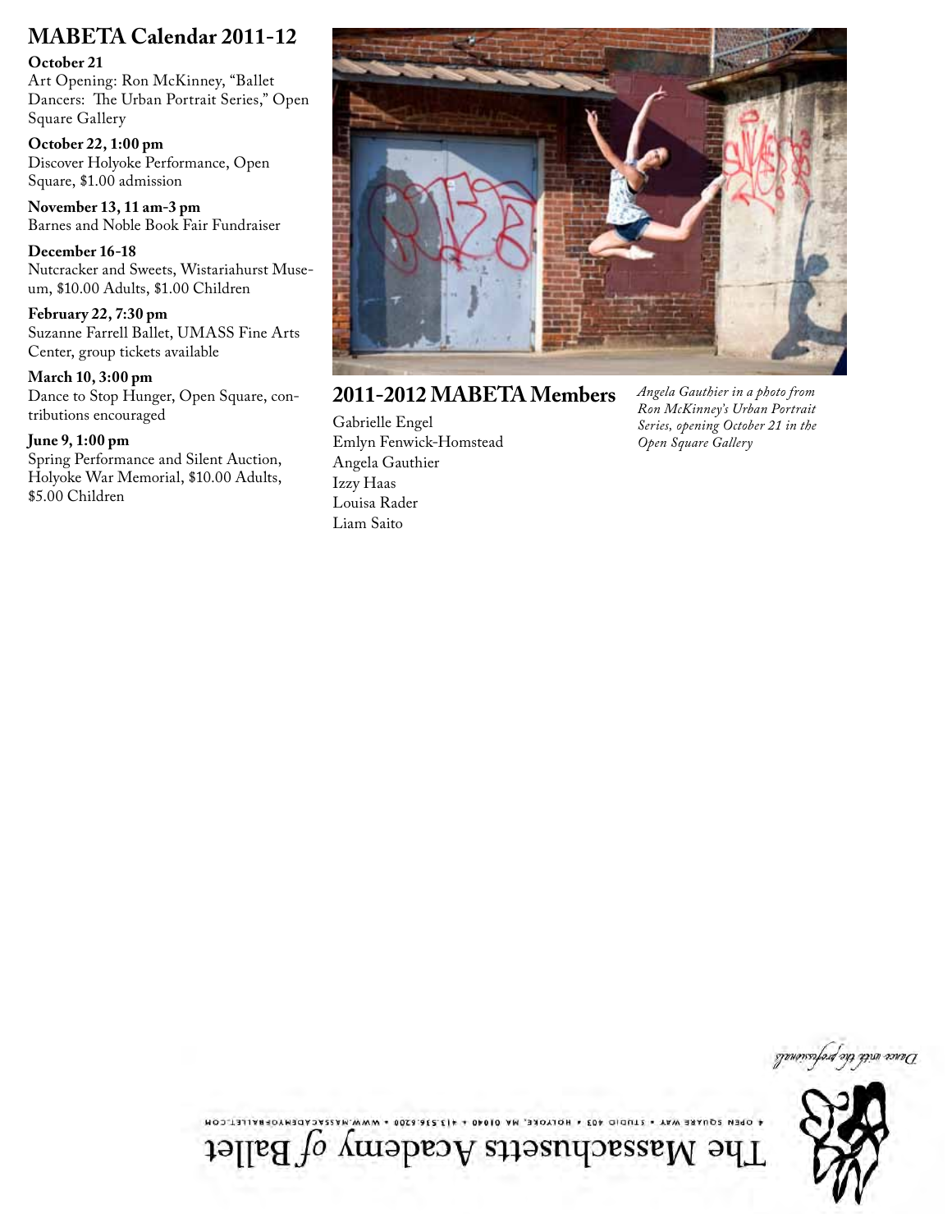## MABETA Calendar 2011-12

**October 21**
Art Opening: Ron McKinney, "Ballet Dancers: The Urban Portrait Series," Open Square Gallery

**October 22, 1:00 pm**
Discover Holyoke Performance, Open Square, $1.00 admission

**November 13, 11 am-3 pm**
Barnes and Noble Book Fair Fundraiser

**December 16-18**
Nutcracker and Sweets, Wistariahurst Museum, $10.00 Adults, $1.00 Children

**February 22, 7:30 pm**
Suzanne Farrell Ballet, UMASS Fine Arts Center, group tickets available

**March 10, 3:00 pm**
Dance to Stop Hunger, Open Square, contributions encouraged

**June 9, 1:00 pm**
Spring Performance and Silent Auction, Holyoke War Memorial, $10.00 Adults, $5.00 Children

*Angela Gauthier in a photo from Ron McKinney's Urban Portrait Series, opening October 21 in the Open Square Gallery*

## 2011-2012 MABETA Members

Gabrielle Engel
Emlyn Fenwick-Homstead
Angela Gauthier
Izzy Haas
Louisa Rader
Liam Saito

The Massachusetts Academy *of* Ballet

4 OPEN SQUARE WAY • STUDIO 403 • HOLYOKE, MA 01040 • 413.536.6200 • WWW.MASSACADEMYOFBALLET.COM

*Dance with the professionals*